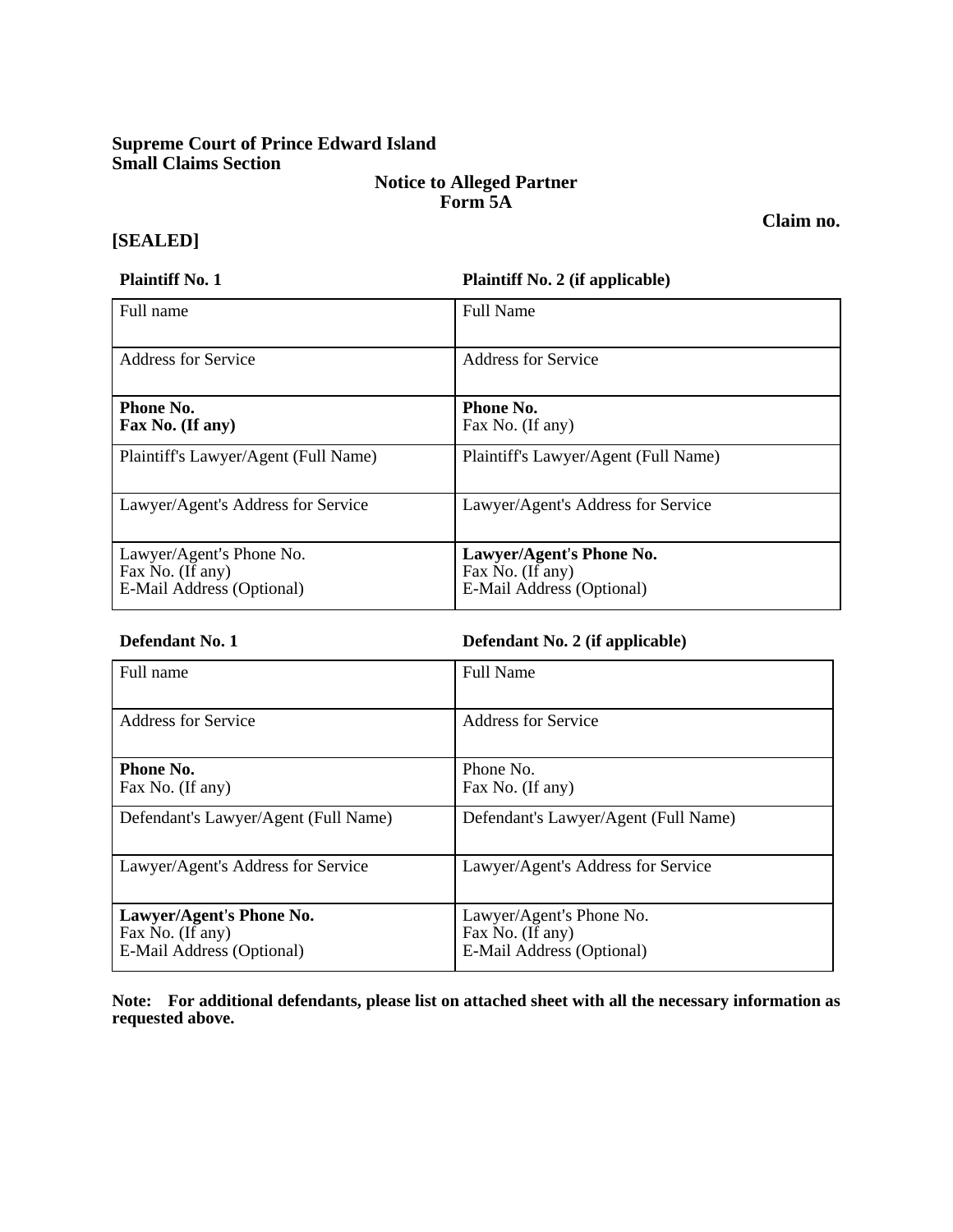**Supreme Court of Prince Edward Island**
**Small Claims Section**

**Notice to Alleged Partner**
**Form 5A**

**Claim no.**

**[SEALED]**

| **Plaintiff No. 1** | **Plaintiff No. 2 (if applicable)** |
|---|---|
| Full name | Full Name |
| Address for Service | Address for Service |
| **Phone No.**<br>**Fax No. (If any)** | **Phone No.**<br>Fax No. (If any) |
| Plaintiff's Lawyer/Agent (Full Name) | Plaintiff's Lawyer/Agent (Full Name) |
| Lawyer/Agent's Address for Service | Lawyer/Agent's Address for Service |
| Lawyer/Agent's Phone No.<br>Fax No. (If any)<br>E-Mail Address (Optional) | **Lawyer/Agent's Phone No.**<br>Fax No. (If any)<br>E-Mail Address (Optional) |

| **Defendant No. 1** | **Defendant No. 2 (if applicable)** |
|---|---|
| Full name | Full Name |
| Address for Service | Address for Service |
| **Phone No.**<br>Fax No. (If any) | Phone No.<br>Fax No. (If any) |
| Defendant's Lawyer/Agent (Full Name) | Defendant's Lawyer/Agent (Full Name) |
| Lawyer/Agent's Address for Service | Lawyer/Agent's Address for Service |
| **Lawyer/Agent's Phone No.**<br>Fax No. (If any)<br>E-Mail Address (Optional) | Lawyer/Agent's Phone No.<br>Fax No. (If any)<br>E-Mail Address (Optional) |

**Note: For additional defendants, please list on attached sheet with all the necessary information as requested above.**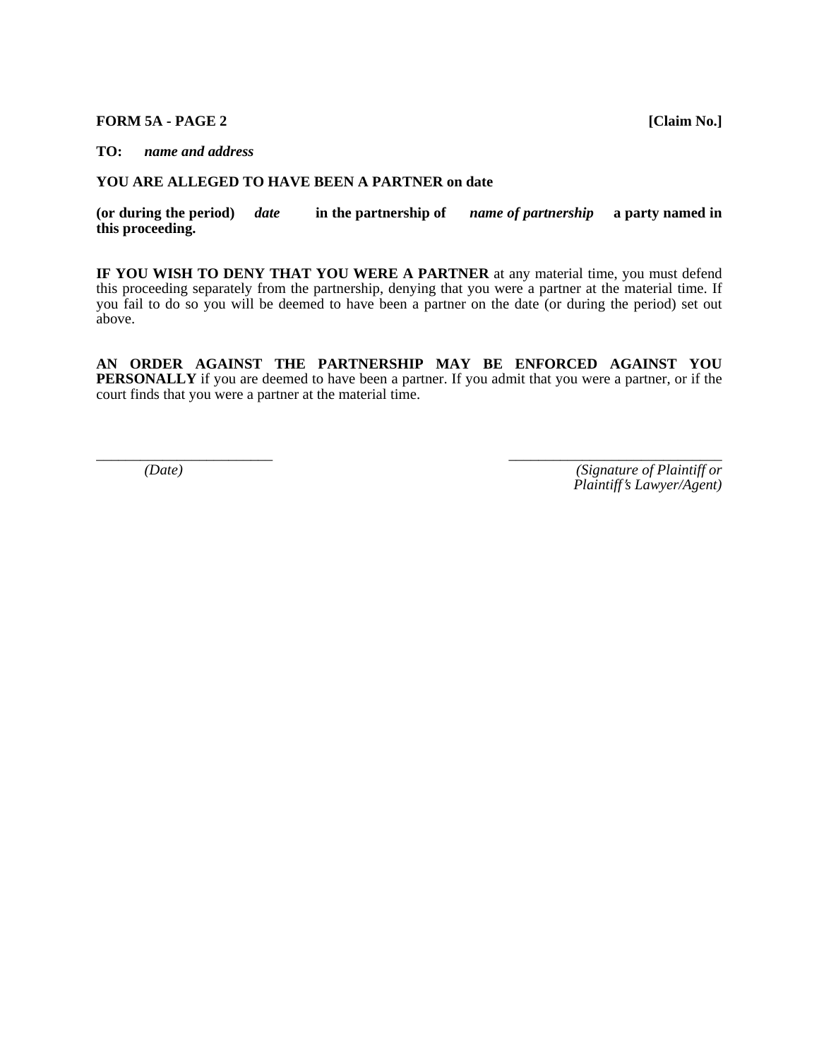**FORM 5A - PAGE 2** **[Claim No.]**

**TO:** ***name and address***

**YOU ARE ALLEGED TO HAVE BEEN A PARTNER on date**

**(or during the period)** ***date*** **in the partnership of** ***name of partnership*** **a party named in this proceeding.**

**IF YOU WISH TO DENY THAT YOU WERE A PARTNER** at any material time, you must defend this proceeding separately from the partnership, denying that you were a partner at the material time. If you fail to do so you will be deemed to have been a partner on the date (or during the period) set out above.

**AN ORDER AGAINST THE PARTNERSHIP MAY BE ENFORCED AGAINST YOU PERSONALLY** if you are deemed to have been a partner. If you admit that you were a partner, or if the court finds that you were a partner at the material time.

_________________________ _____________________________

*(Date)* *(Signature of Plaintiff or Plaintiff's Lawyer/Agent)*